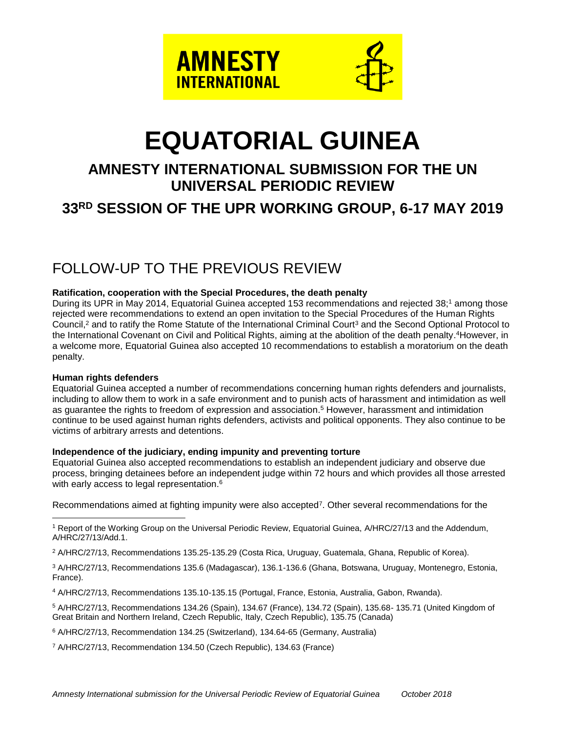AMNESTY INTERNATIONAL

# EQUATORIAL GUINEA

## AMNESTY INTERNATIONAL SUBMISSION FOR THE UN UNIVERSAL PERIODIC REVIEW

## 33RD SESSION OF THE UPR WORKING GROUP, 6-17 MAY 2019

## FOLLOW-UP TO THE PREVIOUS REVIEW

**Ratification, cooperation with the Special Procedures, the death penalty**

During its UPR in May 2014, Equatorial Guinea accepted 153 recommendations and rejected 38;[1] among those rejected were recommendations to extend an open invitation to the Special Procedures of the Human Rights Council,[2] and to ratify the Rome Statute of the International Criminal Court[3] and the Second Optional Protocol to the International Covenant on Civil and Political Rights, aiming at the abolition of the death penalty.[4]However, in a welcome more, Equatorial Guinea also accepted 10 recommendations to establish a moratorium on the death penalty.

**Human rights defenders**

Equatorial Guinea accepted a number of recommendations concerning human rights defenders and journalists, including to allow them to work in a safe environment and to punish acts of harassment and intimidation as well as guarantee the rights to freedom of expression and association.[5] However, harassment and intimidation continue to be used against human rights defenders, activists and political opponents. They also continue to be victims of arbitrary arrests and detentions.

**Independence of the judiciary, ending impunity and preventing torture**

Equatorial Guinea also accepted recommendations to establish an independent judiciary and observe due process, bringing detainees before an independent judge within 72 hours and which provides all those arrested with early access to legal representation.[6]

Recommendations aimed at fighting impunity were also accepted[7]. Other several recommendations for the

---

[1] Report of the Working Group on the Universal Periodic Review, Equatorial Guinea, A/HRC/27/13 and the Addendum, A/HRC/27/13/Add.1.

[2] A/HRC/27/13, Recommendations 135.25-135.29 (Costa Rica, Uruguay, Guatemala, Ghana, Republic of Korea).

[3] A/HRC/27/13, Recommendations 135.6 (Madagascar), 136.1-136.6 (Ghana, Botswana, Uruguay, Montenegro, Estonia, France).

[4] A/HRC/27/13, Recommendations 135.10-135.15 (Portugal, France, Estonia, Australia, Gabon, Rwanda).

[5] A/HRC/27/13, Recommendations 134.26 (Spain), 134.67 (France), 134.72 (Spain), 135.68- 135.71 (United Kingdom of Great Britain and Northern Ireland, Czech Republic, Italy, Czech Republic), 135.75 (Canada)

[6] A/HRC/27/13, Recommendation 134.25 (Switzerland), 134.64-65 (Germany, Australia)

[7] A/HRC/27/13, Recommendation 134.50 (Czech Republic), 134.63 (France)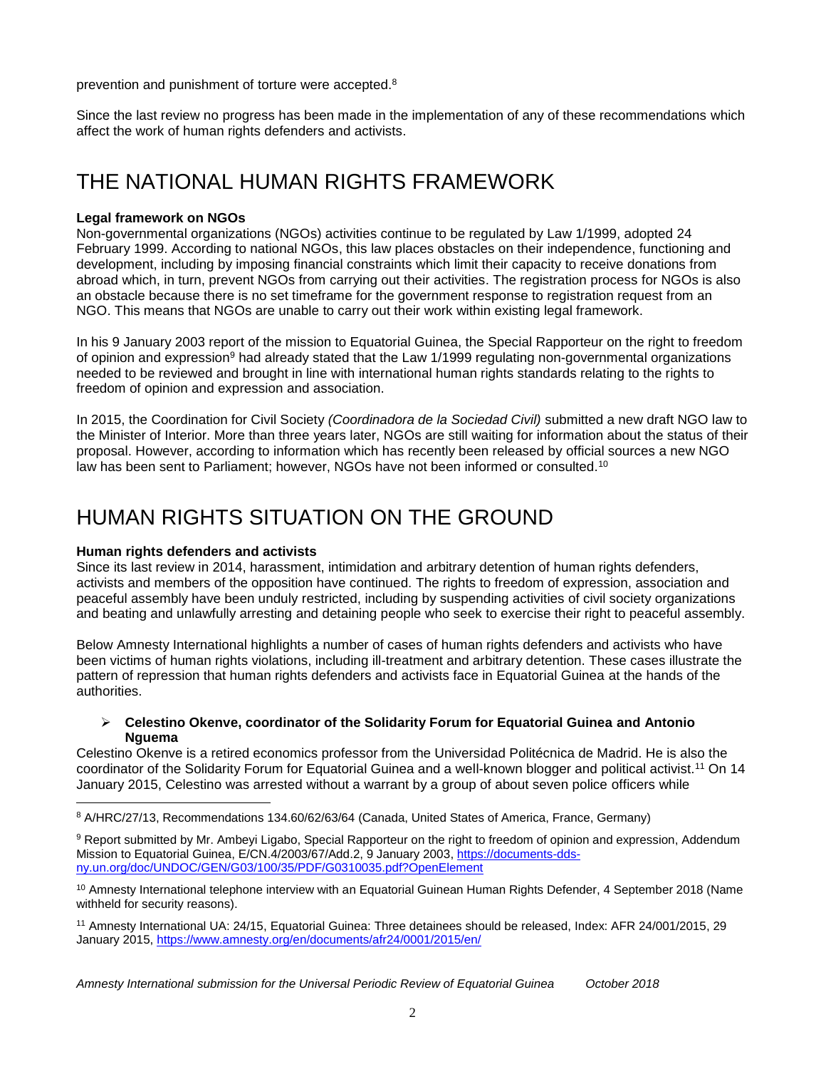prevention and punishment of torture were accepted.[8]

Since the last review no progress has been made in the implementation of any of these recommendations which affect the work of human rights defenders and activists.

# THE NATIONAL HUMAN RIGHTS FRAMEWORK

**Legal framework on NGOs**

Non-governmental organizations (NGOs) activities continue to be regulated by Law 1/1999, adopted 24 February 1999. According to national NGOs, this law places obstacles on their independence, functioning and development, including by imposing financial constraints which limit their capacity to receive donations from abroad which, in turn, prevent NGOs from carrying out their activities. The registration process for NGOs is also an obstacle because there is no set timeframe for the government response to registration request from an NGO. This means that NGOs are unable to carry out their work within existing legal framework.

In his 9 January 2003 report of the mission to Equatorial Guinea, the Special Rapporteur on the right to freedom of opinion and expression[9] had already stated that the Law 1/1999 regulating non-governmental organizations needed to be reviewed and brought in line with international human rights standards relating to the rights to freedom of opinion and expression and association.

In 2015, the Coordination for Civil Society *(Coordinadora de la Sociedad Civil)* submitted a new draft NGO law to the Minister of Interior. More than three years later, NGOs are still waiting for information about the status of their proposal. However, according to information which has recently been released by official sources a new NGO law has been sent to Parliament; however, NGOs have not been informed or consulted.[10]

# HUMAN RIGHTS SITUATION ON THE GROUND

**Human rights defenders and activists**

Since its last review in 2014, harassment, intimidation and arbitrary detention of human rights defenders, activists and members of the opposition have continued. The rights to freedom of expression, association and peaceful assembly have been unduly restricted, including by suspending activities of civil society organizations and beating and unlawfully arresting and detaining people who seek to exercise their right to peaceful assembly.

Below Amnesty International highlights a number of cases of human rights defenders and activists who have been victims of human rights violations, including ill-treatment and arbitrary detention. These cases illustrate the pattern of repression that human rights defenders and activists face in Equatorial Guinea at the hands of the authorities.

- **Celestino Okenve, coordinator of the Solidarity Forum for Equatorial Guinea and Antonio Nguema**

Celestino Okenve is a retired economics professor from the Universidad Politécnica de Madrid. He is also the coordinator of the Solidarity Forum for Equatorial Guinea and a well-known blogger and political activist.[11] On 14 January 2015, Celestino was arrested without a warrant by a group of about seven police officers while

---

[8] A/HRC/27/13, Recommendations 134.60/62/63/64 (Canada, United States of America, France, Germany)

[9] Report submitted by Mr. Ambeyi Ligabo, Special Rapporteur on the right to freedom of opinion and expression, Addendum Mission to Equatorial Guinea, E/CN.4/2003/67/Add.2, 9 January 2003, https://documents-dds-ny.un.org/doc/UNDOC/GEN/G03/100/35/PDF/G0310035.pdf?OpenElement

[10] Amnesty International telephone interview with an Equatorial Guinean Human Rights Defender, 4 September 2018 (Name withheld for security reasons).

[11] Amnesty International UA: 24/15, Equatorial Guinea: Three detainees should be released, Index: AFR 24/001/2015, 29 January 2015, https://www.amnesty.org/en/documents/afr24/0001/2015/en/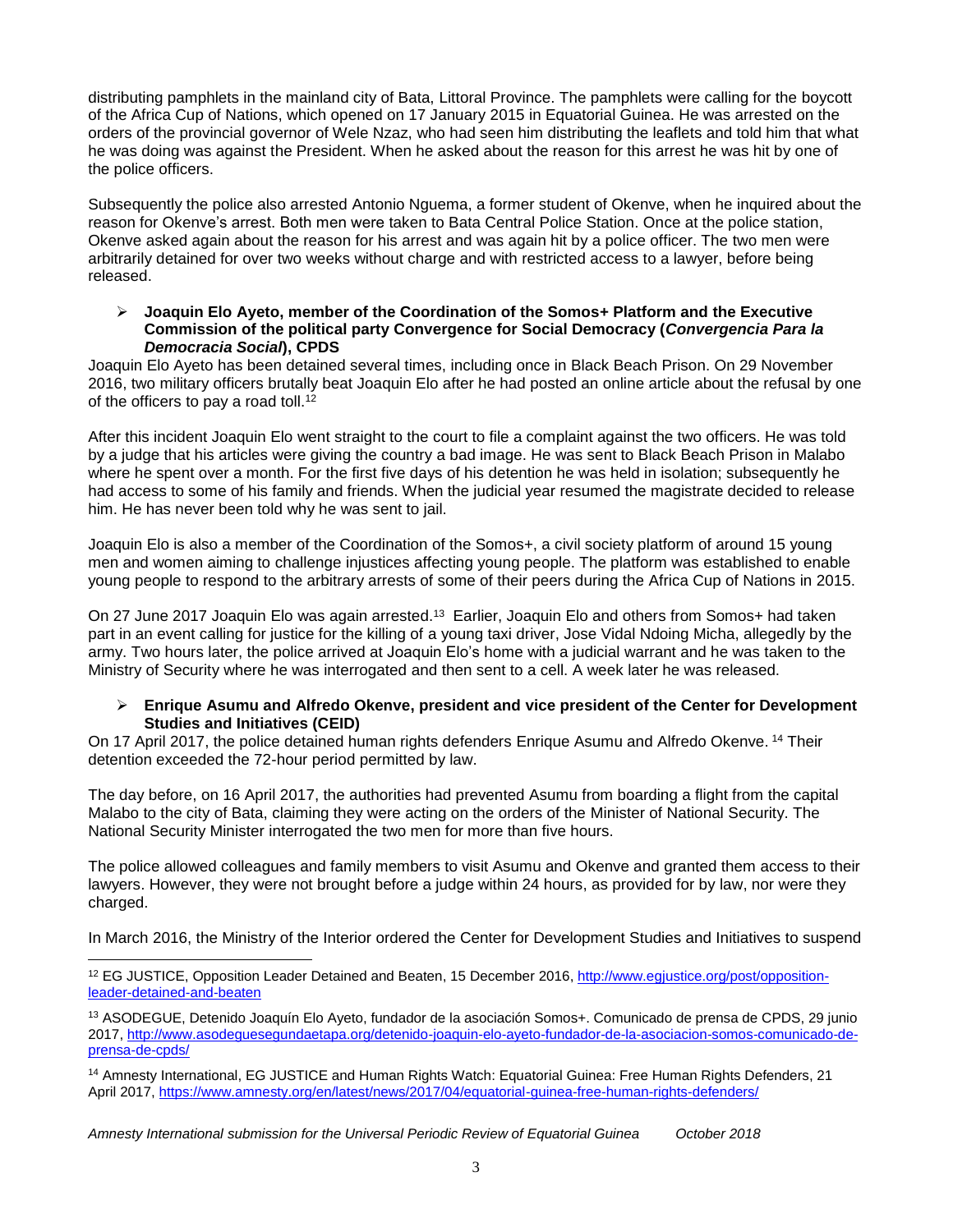distributing pamphlets in the mainland city of Bata, Littoral Province. The pamphlets were calling for the boycott of the Africa Cup of Nations, which opened on 17 January 2015 in Equatorial Guinea. He was arrested on the orders of the provincial governor of Wele Nzaz, who had seen him distributing the leaflets and told him that what he was doing was against the President. When he asked about the reason for this arrest he was hit by one of the police officers.

Subsequently the police also arrested Antonio Nguema, a former student of Okenve, when he inquired about the reason for Okenve's arrest. Both men were taken to Bata Central Police Station. Once at the police station, Okenve asked again about the reason for his arrest and was again hit by a police officer. The two men were arbitrarily detained for over two weeks without charge and with restricted access to a lawyer, before being released.

- **Joaquin Elo Ayeto, member of the Coordination of the Somos+ Platform and the Executive Commission of the political party Convergence for Social Democracy (*Convergencia Para la Democracia Social*), CPDS**

Joaquin Elo Ayeto has been detained several times, including once in Black Beach Prison. On 29 November 2016, two military officers brutally beat Joaquin Elo after he had posted an online article about the refusal by one of the officers to pay a road toll.[12]

After this incident Joaquin Elo went straight to the court to file a complaint against the two officers. He was told by a judge that his articles were giving the country a bad image. He was sent to Black Beach Prison in Malabo where he spent over a month. For the first five days of his detention he was held in isolation; subsequently he had access to some of his family and friends. When the judicial year resumed the magistrate decided to release him. He has never been told why he was sent to jail.

Joaquin Elo is also a member of the Coordination of the Somos+, a civil society platform of around 15 young men and women aiming to challenge injustices affecting young people. The platform was established to enable young people to respond to the arbitrary arrests of some of their peers during the Africa Cup of Nations in 2015.

On 27 June 2017 Joaquin Elo was again arrested.[13] Earlier, Joaquin Elo and others from Somos+ had taken part in an event calling for justice for the killing of a young taxi driver, Jose Vidal Ndoing Micha, allegedly by the army. Two hours later, the police arrived at Joaquin Elo's home with a judicial warrant and he was taken to the Ministry of Security where he was interrogated and then sent to a cell. A week later he was released.

- **Enrique Asumu and Alfredo Okenve, president and vice president of the Center for Development Studies and Initiatives (CEID)**

On 17 April 2017, the police detained human rights defenders Enrique Asumu and Alfredo Okenve.[14] Their detention exceeded the 72-hour period permitted by law.

The day before, on 16 April 2017, the authorities had prevented Asumu from boarding a flight from the capital Malabo to the city of Bata, claiming they were acting on the orders of the Minister of National Security. The National Security Minister interrogated the two men for more than five hours.

The police allowed colleagues and family members to visit Asumu and Okenve and granted them access to their lawyers. However, they were not brought before a judge within 24 hours, as provided for by law, nor were they charged.

In March 2016, the Ministry of the Interior ordered the Center for Development Studies and Initiatives to suspend

---

[12] EG JUSTICE, Opposition Leader Detained and Beaten, 15 December 2016, http://www.egjustice.org/post/opposition-leader-detained-and-beaten

[13] ASODEGUE, Detenido Joaquín Elo Ayeto, fundador de la asociación Somos+. Comunicado de prensa de CPDS, 29 junio 2017, http://www.asodeguesegundaetapa.org/detenido-joaquin-elo-ayeto-fundador-de-la-asociacion-somos-comunicado-de-prensa-de-cpds/

[14] Amnesty International, EG JUSTICE and Human Rights Watch: Equatorial Guinea: Free Human Rights Defenders, 21 April 2017, https://www.amnesty.org/en/latest/news/2017/04/equatorial-guinea-free-human-rights-defenders/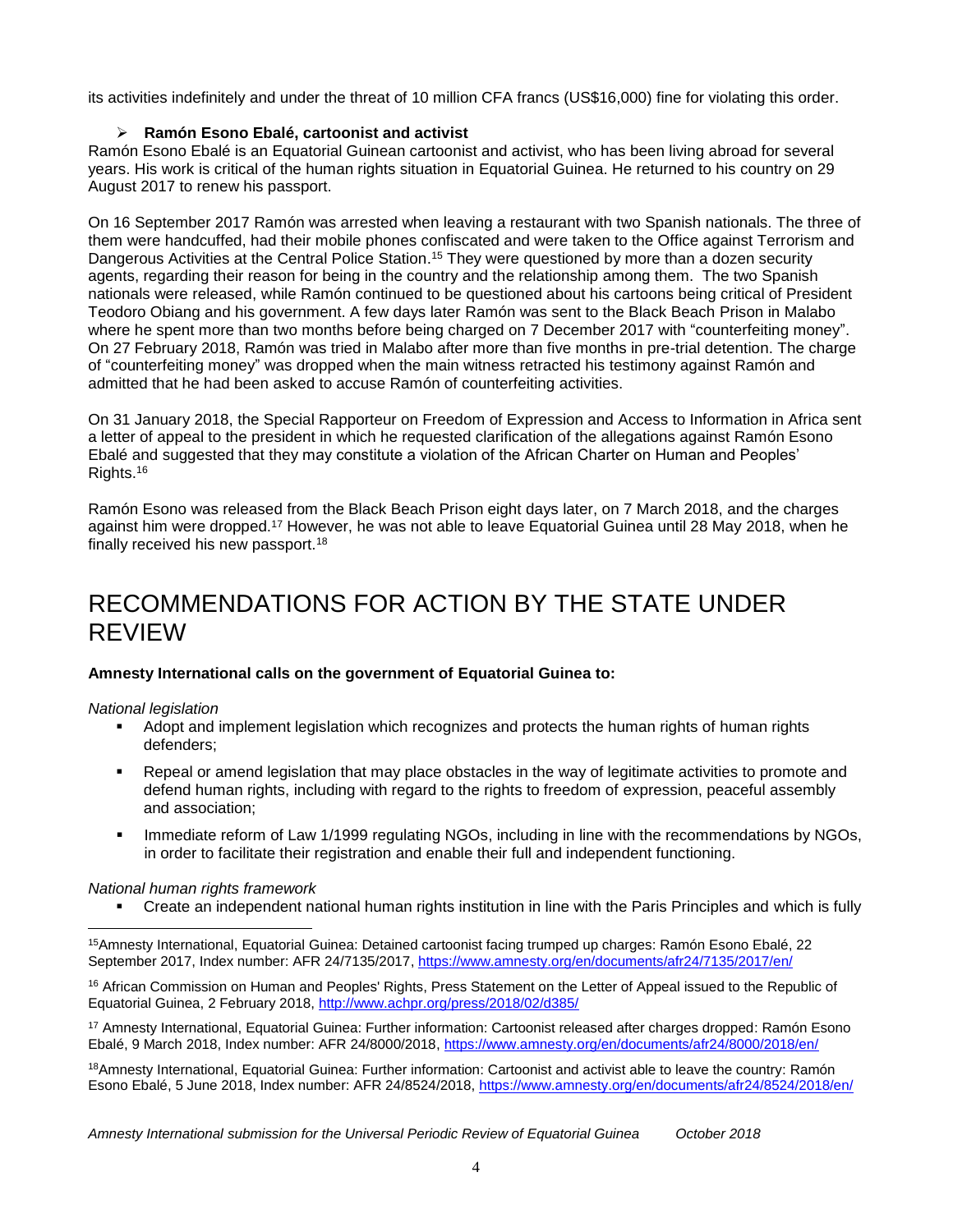its activities indefinitely and under the threat of 10 million CFA francs (US$16,000) fine for violating this order.

- **Ramón Esono Ebalé, cartoonist and activist**

Ramón Esono Ebalé is an Equatorial Guinean cartoonist and activist, who has been living abroad for several years. His work is critical of the human rights situation in Equatorial Guinea. He returned to his country on 29 August 2017 to renew his passport.

On 16 September 2017 Ramón was arrested when leaving a restaurant with two Spanish nationals. The three of them were handcuffed, had their mobile phones confiscated and were taken to the Office against Terrorism and Dangerous Activities at the Central Police Station.[15] They were questioned by more than a dozen security agents, regarding their reason for being in the country and the relationship among them. The two Spanish nationals were released, while Ramón continued to be questioned about his cartoons being critical of President Teodoro Obiang and his government. A few days later Ramón was sent to the Black Beach Prison in Malabo where he spent more than two months before being charged on 7 December 2017 with "counterfeiting money". On 27 February 2018, Ramón was tried in Malabo after more than five months in pre-trial detention. The charge of "counterfeiting money" was dropped when the main witness retracted his testimony against Ramón and admitted that he had been asked to accuse Ramón of counterfeiting activities.

On 31 January 2018, the Special Rapporteur on Freedom of Expression and Access to Information in Africa sent a letter of appeal to the president in which he requested clarification of the allegations against Ramón Esono Ebalé and suggested that they may constitute a violation of the African Charter on Human and Peoples' Rights.[16]

Ramón Esono was released from the Black Beach Prison eight days later, on 7 March 2018, and the charges against him were dropped.[17] However, he was not able to leave Equatorial Guinea until 28 May 2018, when he finally received his new passport.[18]

# RECOMMENDATIONS FOR ACTION BY THE STATE UNDER REVIEW

**Amnesty International calls on the government of Equatorial Guinea to:**

*National legislation*

- Adopt and implement legislation which recognizes and protects the human rights of human rights defenders;
- Repeal or amend legislation that may place obstacles in the way of legitimate activities to promote and defend human rights, including with regard to the rights to freedom of expression, peaceful assembly and association;
- Immediate reform of Law 1/1999 regulating NGOs, including in line with the recommendations by NGOs, in order to facilitate their registration and enable their full and independent functioning.

*National human rights framework*

- Create an independent national human rights institution in line with the Paris Principles and which is fully

---

[15] Amnesty International, Equatorial Guinea: Detained cartoonist facing trumped up charges: Ramón Esono Ebalé, 22 September 2017, Index number: AFR 24/7135/2017, https://www.amnesty.org/en/documents/afr24/7135/2017/en/

[16] African Commission on Human and Peoples' Rights, Press Statement on the Letter of Appeal issued to the Republic of Equatorial Guinea, 2 February 2018, http://www.achpr.org/press/2018/02/d385/

[17] Amnesty International, Equatorial Guinea: Further information: Cartoonist released after charges dropped: Ramón Esono Ebalé, 9 March 2018, Index number: AFR 24/8000/2018, https://www.amnesty.org/en/documents/afr24/8000/2018/en/

[18] Amnesty International, Equatorial Guinea: Further information: Cartoonist and activist able to leave the country: Ramón Esono Ebalé, 5 June 2018, Index number: AFR 24/8524/2018, https://www.amnesty.org/en/documents/afr24/8524/2018/en/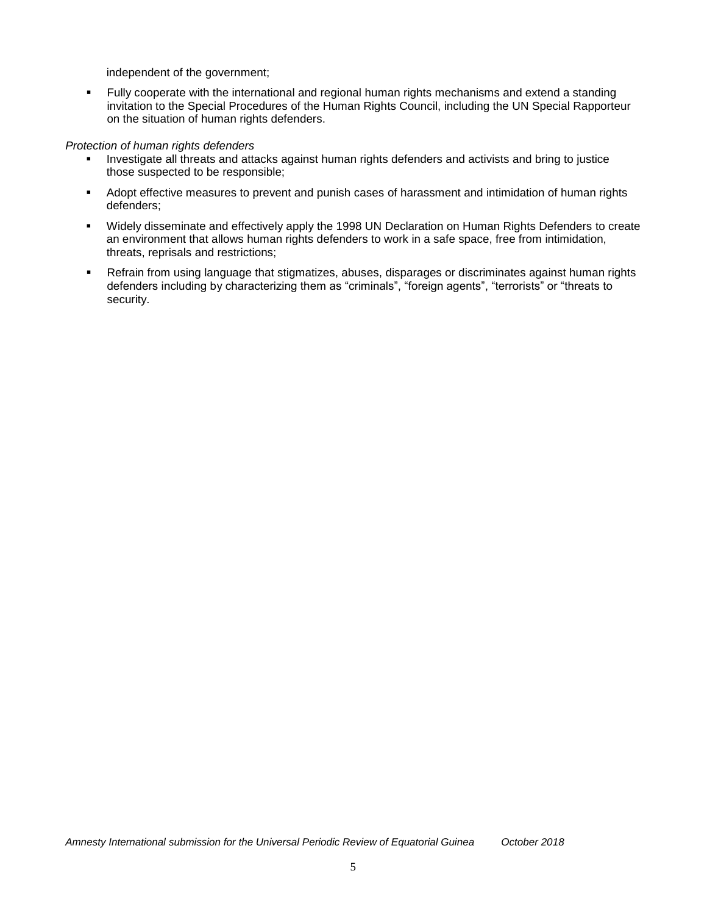independent of the government;

- Fully cooperate with the international and regional human rights mechanisms and extend a standing invitation to the Special Procedures of the Human Rights Council, including the UN Special Rapporteur on the situation of human rights defenders.

*Protection of human rights defenders*

- Investigate all threats and attacks against human rights defenders and activists and bring to justice those suspected to be responsible;
- Adopt effective measures to prevent and punish cases of harassment and intimidation of human rights defenders;
- Widely disseminate and effectively apply the 1998 UN Declaration on Human Rights Defenders to create an environment that allows human rights defenders to work in a safe space, free from intimidation, threats, reprisals and restrictions;
- Refrain from using language that stigmatizes, abuses, disparages or discriminates against human rights defenders including by characterizing them as “criminals”, “foreign agents”, “terrorists” or “threats to security.